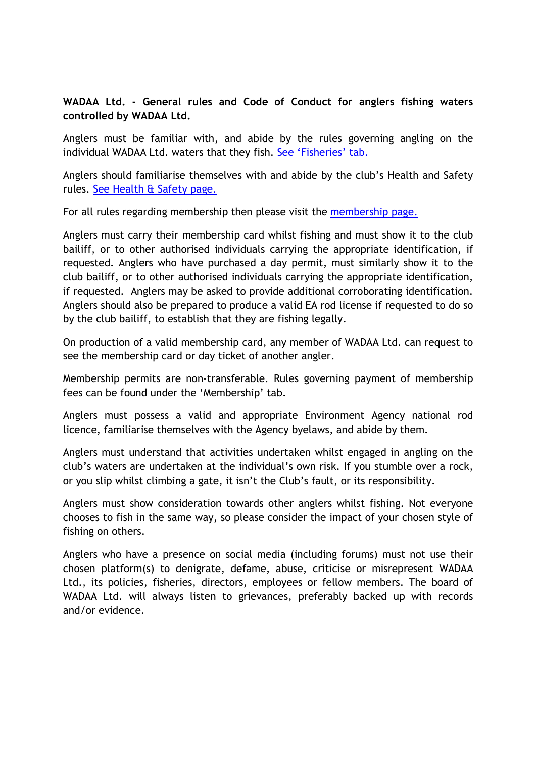**WADAA Ltd. - General rules and Code of Conduct for anglers fishing waters controlled by WADAA Ltd.**

Anglers must be familiar with, and abide by the rules governing angling on the individual WADAA Ltd. waters that they fish. See 'Fisheries' tab.

Anglers should familiarise themselves with and abide by the club's Health and Safety rules. See Health & Safety page.

For all rules regarding membership then please visit the membership page.

Anglers must carry their membership card whilst fishing and must show it to the club bailiff, or to other authorised individuals carrying the appropriate identification, if requested. Anglers who have purchased a day permit, must similarly show it to the club bailiff, or to other authorised individuals carrying the appropriate identification, if requested. Anglers may be asked to provide additional corroborating identification. Anglers should also be prepared to produce a valid EA rod license if requested to do so by the club bailiff, to establish that they are fishing legally.

On production of a valid membership card, any member of WADAA Ltd. can request to see the membership card or day ticket of another angler.

Membership permits are non-transferable. Rules governing payment of membership fees can be found under the 'Membership' tab.

Anglers must possess a valid and appropriate Environment Agency national rod licence, familiarise themselves with the Agency byelaws, and abide by them.

Anglers must understand that activities undertaken whilst engaged in angling on the club's waters are undertaken at the individual's own risk. If you stumble over a rock, or you slip whilst climbing a gate, it isn't the Club's fault, or its responsibility.

Anglers must show consideration towards other anglers whilst fishing. Not everyone chooses to fish in the same way, so please consider the impact of your chosen style of fishing on others.

Anglers who have a presence on social media (including forums) must not use their chosen platform(s) to denigrate, defame, abuse, criticise or misrepresent WADAA Ltd., its policies, fisheries, directors, employees or fellow members. The board of WADAA Ltd. will always listen to grievances, preferably backed up with records and/or evidence.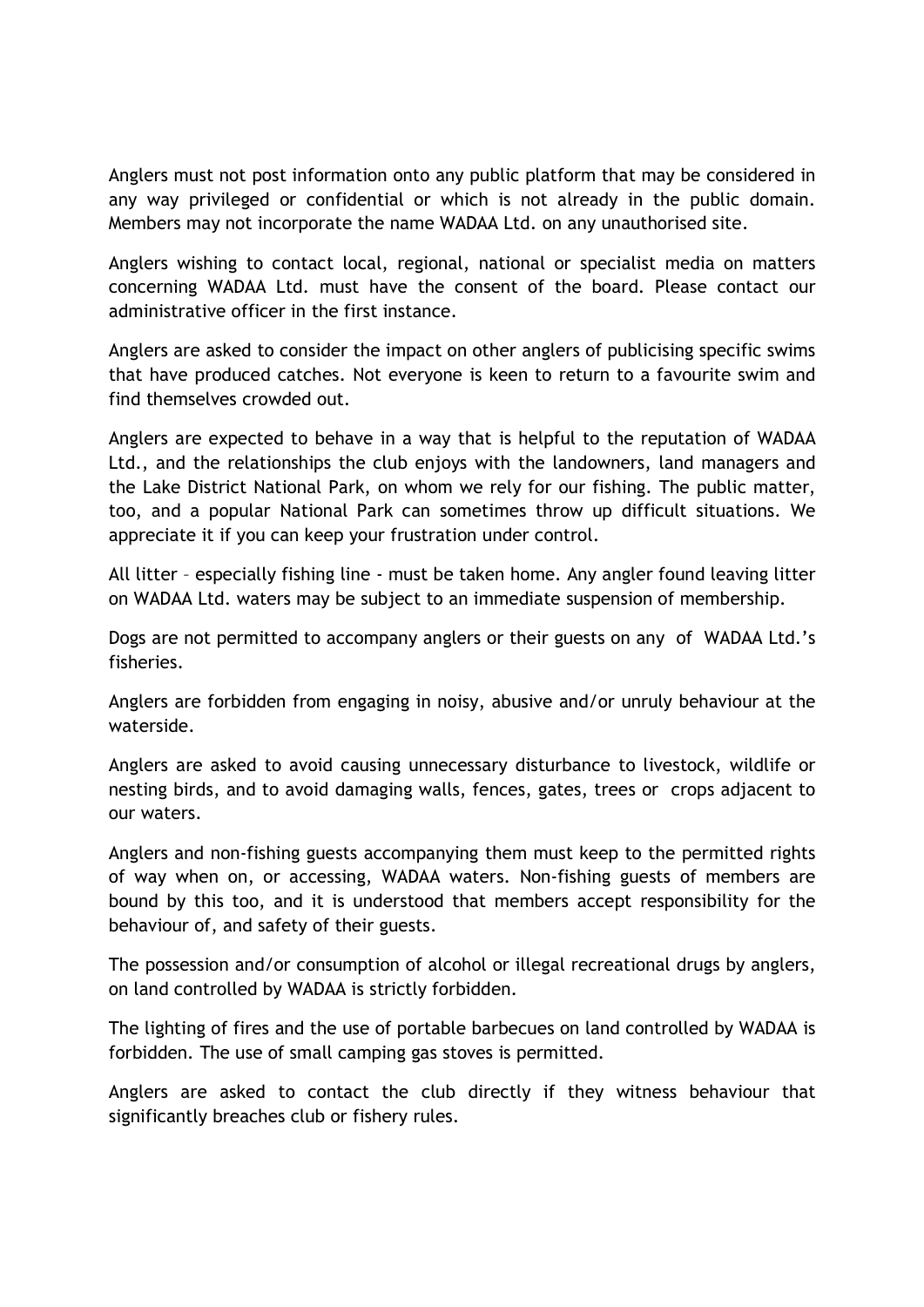Anglers must not post information onto any public platform that may be considered in any way privileged or confidential or which is not already in the public domain. Members may not incorporate the name WADAA Ltd. on any unauthorised site.

Anglers wishing to contact local, regional, national or specialist media on matters concerning WADAA Ltd. must have the consent of the board. Please contact our administrative officer in the first instance.

Anglers are asked to consider the impact on other anglers of publicising specific swims that have produced catches. Not everyone is keen to return to a favourite swim and find themselves crowded out.

Anglers are expected to behave in a way that is helpful to the reputation of WADAA Ltd., and the relationships the club enjoys with the landowners, land managers and the Lake District National Park, on whom we rely for our fishing. The public matter, too, and a popular National Park can sometimes throw up difficult situations. We appreciate it if you can keep your frustration under control.

All litter – especially fishing line - must be taken home. Any angler found leaving litter on WADAA Ltd. waters may be subject to an immediate suspension of membership.

Dogs are not permitted to accompany anglers or their guests on any of WADAA Ltd.'s fisheries.

Anglers are forbidden from engaging in noisy, abusive and/or unruly behaviour at the waterside.

Anglers are asked to avoid causing unnecessary disturbance to livestock, wildlife or nesting birds, and to avoid damaging walls, fences, gates, trees or crops adjacent to our waters.

Anglers and non-fishing guests accompanying them must keep to the permitted rights of way when on, or accessing, WADAA waters. Non-fishing guests of members are bound by this too, and it is understood that members accept responsibility for the behaviour of, and safety of their guests.

The possession and/or consumption of alcohol or illegal recreational drugs by anglers, on land controlled by WADAA is strictly forbidden.

The lighting of fires and the use of portable barbecues on land controlled by WADAA is forbidden. The use of small camping gas stoves is permitted.

Anglers are asked to contact the club directly if they witness behaviour that significantly breaches club or fishery rules.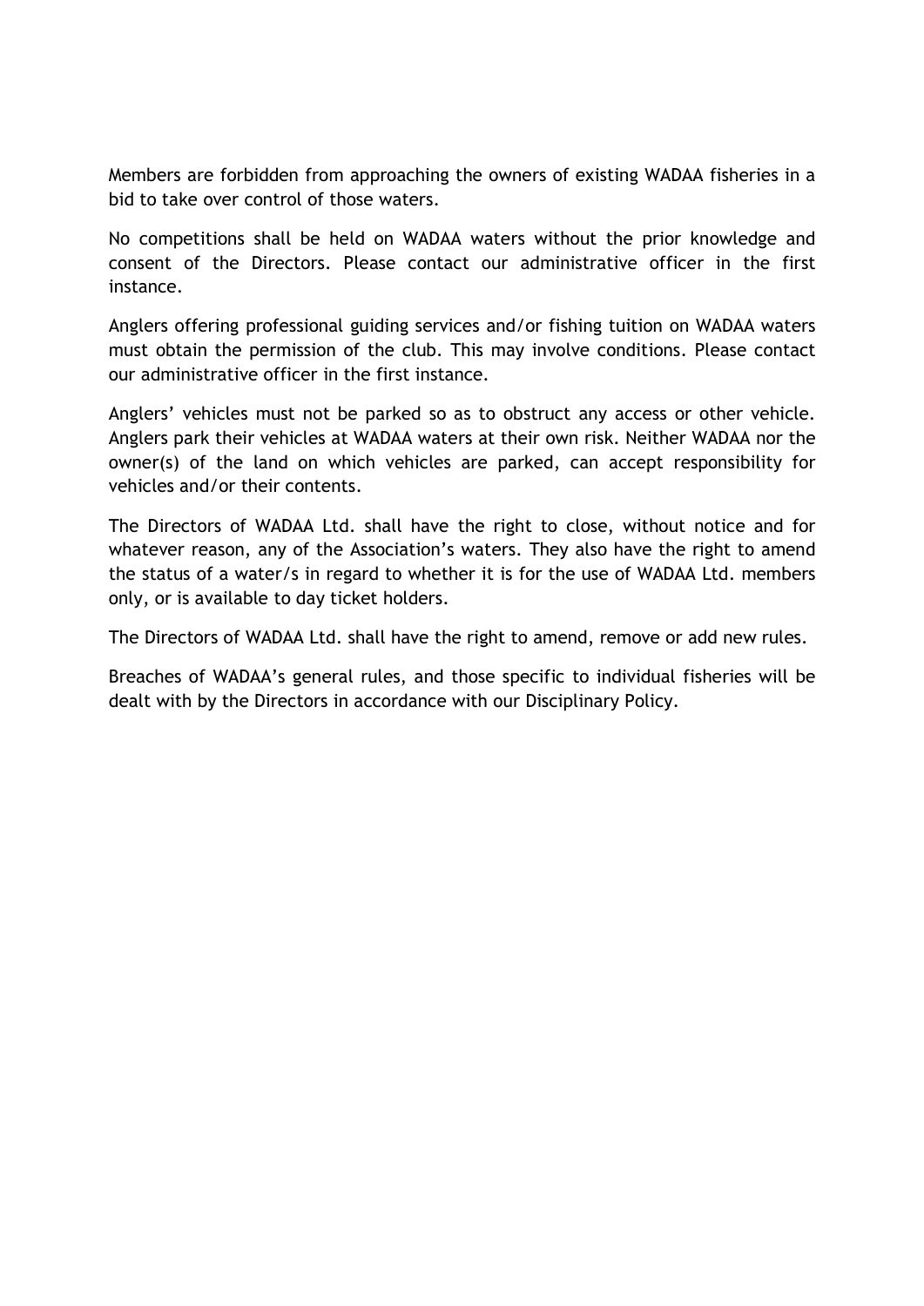Members are forbidden from approaching the owners of existing WADAA fisheries in a bid to take over control of those waters.

No competitions shall be held on WADAA waters without the prior knowledge and consent of the Directors. Please contact our administrative officer in the first instance.

Anglers offering professional guiding services and/or fishing tuition on WADAA waters must obtain the permission of the club. This may involve conditions. Please contact our administrative officer in the first instance.

Anglers' vehicles must not be parked so as to obstruct any access or other vehicle. Anglers park their vehicles at WADAA waters at their own risk. Neither WADAA nor the owner(s) of the land on which vehicles are parked, can accept responsibility for vehicles and/or their contents.

The Directors of WADAA Ltd. shall have the right to close, without notice and for whatever reason, any of the Association's waters. They also have the right to amend the status of a water/s in regard to whether it is for the use of WADAA Ltd. members only, or is available to day ticket holders.

The Directors of WADAA Ltd. shall have the right to amend, remove or add new rules.

Breaches of WADAA's general rules, and those specific to individual fisheries will be dealt with by the Directors in accordance with our Disciplinary Policy.